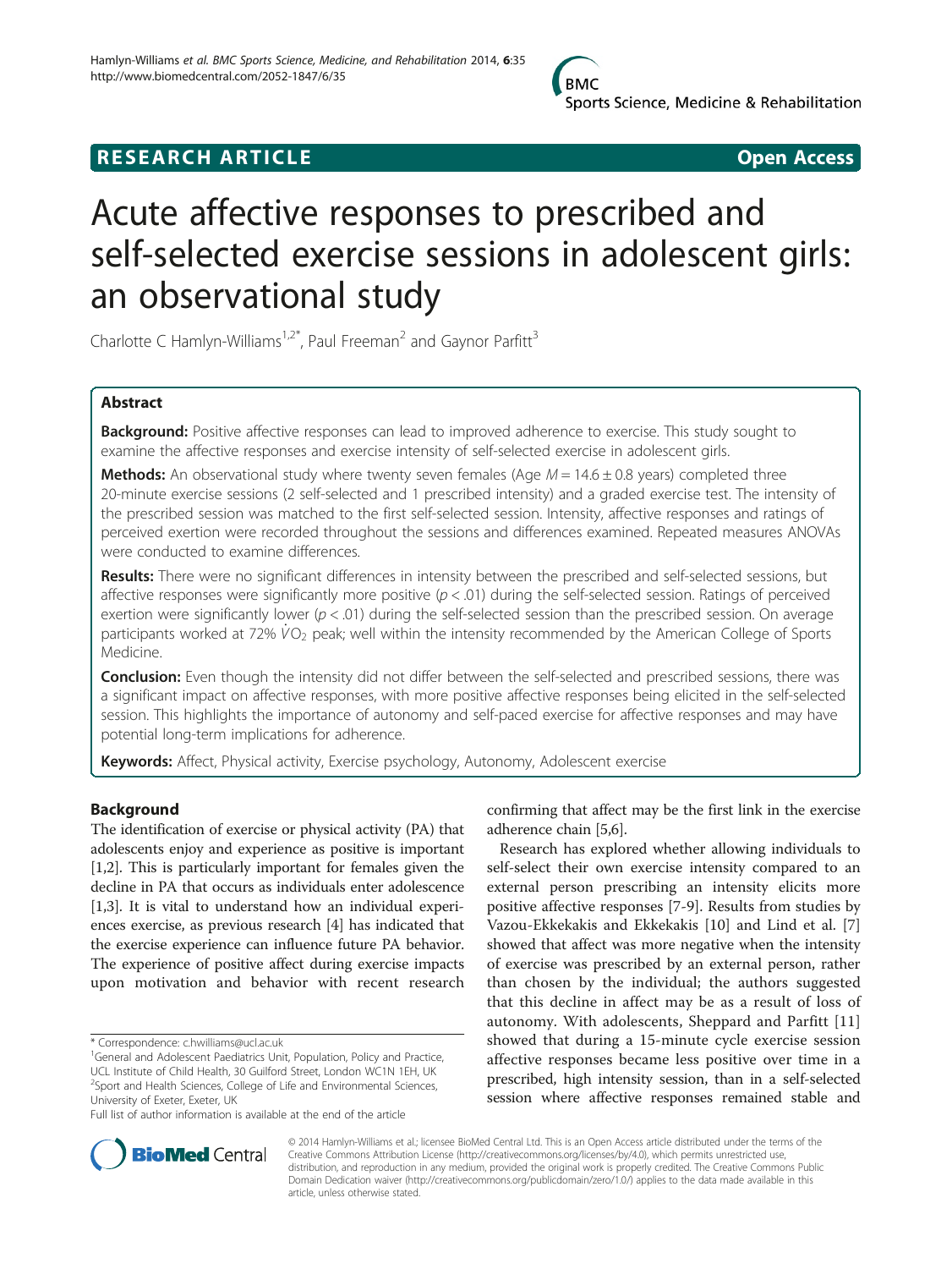**RESEARCH ARTICLE** **Open Access**

# Acute affective responses to prescribed and self-selected exercise sessions in adolescent girls: an observational study

Charlotte C Hamlyn-Williams[1,2*], Paul Freeman[2] and Gaynor Parfitt[3]

## Abstract

**Background:** Positive affective responses can lead to improved adherence to exercise. This study sought to examine the affective responses and exercise intensity of self-selected exercise in adolescent girls.

**Methods:** An observational study where twenty seven females (Age $M = 14.6 \pm 0.8$ years) completed three 20-minute exercise sessions (2 self-selected and 1 prescribed intensity) and a graded exercise test. The intensity of the prescribed session was matched to the first self-selected session. Intensity, affective responses and ratings of perceived exertion were recorded throughout the sessions and differences examined. Repeated measures ANOVAs were conducted to examine differences.

**Results:** There were no significant differences in intensity between the prescribed and self-selected sessions, but affective responses were significantly more positive ($p < .01$) during the self-selected session. Ratings of perceived exertion were significantly lower ($p < .01$) during the self-selected session than the prescribed session. On average participants worked at 72% $\dot{V}O_2$ peak; well within the intensity recommended by the American College of Sports Medicine.

**Conclusion:** Even though the intensity did not differ between the self-selected and prescribed sessions, there was a significant impact on affective responses, with more positive affective responses being elicited in the self-selected session. This highlights the importance of autonomy and self-paced exercise for affective responses and may have potential long-term implications for adherence.

**Keywords:** Affect, Physical activity, Exercise psychology, Autonomy, Adolescent exercise

## Background

The identification of exercise or physical activity (PA) that adolescents enjoy and experience as positive is important [1,2]. This is particularly important for females given the decline in PA that occurs as individuals enter adolescence [1,3]. It is vital to understand how an individual experiences exercise, as previous research [4] has indicated that the exercise experience can influence future PA behavior. The experience of positive affect during exercise impacts upon motivation and behavior with recent research confirming that affect may be the first link in the exercise adherence chain [5,6].

Research has explored whether allowing individuals to self-select their own exercise intensity compared to an external person prescribing an intensity elicits more positive affective responses [7-9]. Results from studies by Vazou-Ekkekakis and Ekkekakis [10] and Lind et al. [7] showed that affect was more negative when the intensity of exercise was prescribed by an external person, rather than chosen by the individual; the authors suggested that this decline in affect may be as a result of loss of autonomy. With adolescents, Sheppard and Parfitt [11] showed that during a 15-minute cycle exercise session affective responses became less positive over time in a prescribed, high intensity session, than in a self-selected session where affective responses remained stable and

\* Correspondence: c.hwilliams@ucl.ac.uk

[1]General and Adolescent Paediatrics Unit, Population, Policy and Practice, UCL Institute of Child Health, 30 Guilford Street, London WC1N 1EH, UK

[2]Sport and Health Sciences, College of Life and Environmental Sciences, University of Exeter, Exeter, UK

Full list of author information is available at the end of the article

© 2014 Hamlyn-Williams et al.; licensee BioMed Central Ltd. This is an Open Access article distributed under the terms of the Creative Commons Attribution License (http://creativecommons.org/licenses/by/4.0), which permits unrestricted use, distribution, and reproduction in any medium, provided the original work is properly credited. The Creative Commons Public Domain Dedication waiver (http://creativecommons.org/publicdomain/zero/1.0/) applies to the data made available in this article, unless otherwise stated.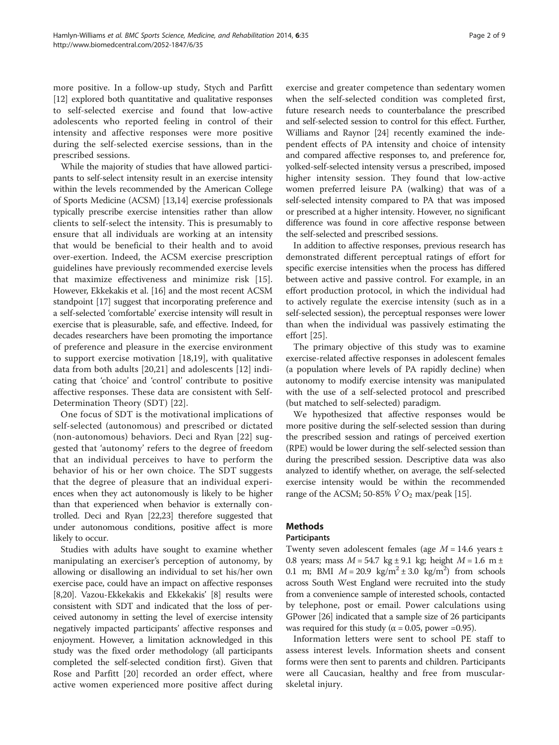more positive. In a follow-up study, Stych and Parfitt [12] explored both quantitative and qualitative responses to self-selected exercise and found that low-active adolescents who reported feeling in control of their intensity and affective responses were more positive during the self-selected exercise sessions, than in the prescribed sessions.

While the majority of studies that have allowed participants to self-select intensity result in an exercise intensity within the levels recommended by the American College of Sports Medicine (ACSM) [13,14] exercise professionals typically prescribe exercise intensities rather than allow clients to self-select the intensity. This is presumably to ensure that all individuals are working at an intensity that would be beneficial to their health and to avoid over-exertion. Indeed, the ACSM exercise prescription guidelines have previously recommended exercise levels that maximize effectiveness and minimize risk [15]. However, Ekkekakis et al. [16] and the most recent ACSM standpoint [17] suggest that incorporating preference and a self-selected 'comfortable' exercise intensity will result in exercise that is pleasurable, safe, and effective. Indeed, for decades researchers have been promoting the importance of preference and pleasure in the exercise environment to support exercise motivation [18,19], with qualitative data from both adults [20,21] and adolescents [12] indicating that 'choice' and 'control' contribute to positive affective responses. These data are consistent with Self-Determination Theory (SDT) [22].

One focus of SDT is the motivational implications of self-selected (autonomous) and prescribed or dictated (non-autonomous) behaviors. Deci and Ryan [22] suggested that 'autonomy' refers to the degree of freedom that an individual perceives to have to perform the behavior of his or her own choice. The SDT suggests that the degree of pleasure that an individual experiences when they act autonomously is likely to be higher than that experienced when behavior is externally controlled. Deci and Ryan [22,23] therefore suggested that under autonomous conditions, positive affect is more likely to occur.

Studies with adults have sought to examine whether manipulating an exerciser's perception of autonomy, by allowing or disallowing an individual to set his/her own exercise pace, could have an impact on affective responses [8,20]. Vazou-Ekkekakis and Ekkekakis' [8] results were consistent with SDT and indicated that the loss of perceived autonomy in setting the level of exercise intensity negatively impacted participants' affective responses and enjoyment. However, a limitation acknowledged in this study was the fixed order methodology (all participants completed the self-selected condition first). Given that Rose and Parfitt [20] recorded an order effect, where active women experienced more positive affect during exercise and greater competence than sedentary women when the self-selected condition was completed first, future research needs to counterbalance the prescribed and self-selected session to control for this effect. Further, Williams and Raynor [24] recently examined the independent effects of PA intensity and choice of intensity and compared affective responses to, and preference for, yolked-self-selected intensity versus a prescribed, imposed higher intensity session. They found that low-active women preferred leisure PA (walking) that was of a self-selected intensity compared to PA that was imposed or prescribed at a higher intensity. However, no significant difference was found in core affective response between the self-selected and prescribed sessions.

In addition to affective responses, previous research has demonstrated different perceptual ratings of effort for specific exercise intensities when the process has differed between active and passive control. For example, in an effort production protocol, in which the individual had to actively regulate the exercise intensity (such as in a self-selected session), the perceptual responses were lower than when the individual was passively estimating the effort [25].

The primary objective of this study was to examine exercise-related affective responses in adolescent females (a population where levels of PA rapidly decline) when autonomy to modify exercise intensity was manipulated with the use of a self-selected protocol and prescribed (but matched to self-selected) paradigm.

We hypothesized that affective responses would be more positive during the self-selected session than during the prescribed session and ratings of perceived exertion (RPE) would be lower during the self-selected session than during the prescribed session. Descriptive data was also analyzed to identify whether, on average, the self-selected exercise intensity would be within the recommended range of the ACSM; 50-85% $\dot{V}O_2$ max/peak [15].

## Methods

### Participants

Twenty seven adolescent females (age $M = 14.6$ years ± 0.8 years; mass $M = 54.7$ kg ± 9.1 kg; height $M = 1.6$ m ± 0.1 m; BMI $M = 20.9$ kg/m$^2$ ± 3.0 kg/m$^2$) from schools across South West England were recruited into the study from a convenience sample of interested schools, contacted by telephone, post or email. Power calculations using GPower [26] indicated that a sample size of 26 participants was required for this study ($\alpha = 0.05$, power =0.95).

Information letters were sent to school PE staff to assess interest levels. Information sheets and consent forms were then sent to parents and children. Participants were all Caucasian, healthy and free from muscular-skeletal injury.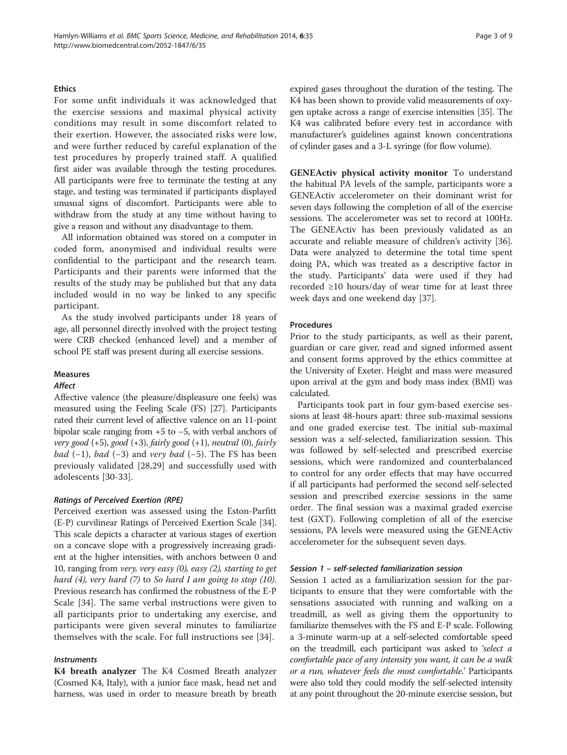### Ethics

For some unfit individuals it was acknowledged that the exercise sessions and maximal physical activity conditions may result in some discomfort related to their exertion. However, the associated risks were low, and were further reduced by careful explanation of the test procedures by properly trained staff. A qualified first aider was available through the testing procedures. All participants were free to terminate the testing at any stage, and testing was terminated if participants displayed unusual signs of discomfort. Participants were able to withdraw from the study at any time without having to give a reason and without any disadvantage to them.

All information obtained was stored on a computer in coded form, anonymised and individual results were confidential to the participant and the research team. Participants and their parents were informed that the results of the study may be published but that any data included would in no way be linked to any specific participant.

As the study involved participants under 18 years of age, all personnel directly involved with the project testing were CRB checked (enhanced level) and a member of school PE staff was present during all exercise sessions.

### Measures

#### *Affect*

Affective valence (the pleasure/displeasure one feels) was measured using the Feeling Scale (FS) [27]. Participants rated their current level of affective valence on an 11-point bipolar scale ranging from +5 to −5, with verbal anchors of *very good* (+5), *good* (+3), *fairly good* (+1), *neutral* (0), *fairly bad* (−1), *bad* (−3) and *very bad* (−5). The FS has been previously validated [28,29] and successfully used with adolescents [30-33].

#### *Ratings of Perceived Exertion (RPE)*

Perceived exertion was assessed using the Eston-Parfitt (E-P) curvilinear Ratings of Perceived Exertion Scale [34]. This scale depicts a character at various stages of exertion on a concave slope with a progressively increasing gradient at the higher intensities, with anchors between 0 and 10, ranging from *very, very easy (0), easy (2), starting to get hard (4), very hard (7)* to *So hard I am going to stop (10)*. Previous research has confirmed the robustness of the E-P Scale [34]. The same verbal instructions were given to all participants prior to undertaking any exercise, and participants were given several minutes to familiarize themselves with the scale. For full instructions see [34].

#### *Instruments*

**K4 breath analyzer** The K4 Cosmed Breath analyzer (Cosmed K4, Italy), with a junior face mask, head net and harness, was used in order to measure breath by breath expired gases throughout the duration of the testing. The K4 has been shown to provide valid measurements of oxygen uptake across a range of exercise intensities [35]. The K4 was calibrated before every test in accordance with manufacturer's guidelines against known concentrations of cylinder gases and a 3-L syringe (for flow volume).

**GENEActiv physical activity monitor** To understand the habitual PA levels of the sample, participants wore a GENEActiv accelerometer on their dominant wrist for seven days following the completion of all of the exercise sessions. The accelerometer was set to record at 100Hz. The GENEActiv has been previously validated as an accurate and reliable measure of children's activity [36]. Data were analyzed to determine the total time spent doing PA, which was treated as a descriptive factor in the study. Participants' data were used if they had recorded ≥10 hours/day of wear time for at least three week days and one weekend day [37].

### Procedures

Prior to the study participants, as well as their parent, guardian or care giver, read and signed informed assent and consent forms approved by the ethics committee at the University of Exeter. Height and mass were measured upon arrival at the gym and body mass index (BMI) was calculated.

Participants took part in four gym-based exercise sessions at least 48-hours apart: three sub-maximal sessions and one graded exercise test. The initial sub-maximal session was a self-selected, familiarization session. This was followed by self-selected and prescribed exercise sessions, which were randomized and counterbalanced to control for any order effects that may have occurred if all participants had performed the second self-selected session and prescribed exercise sessions in the same order. The final session was a maximal graded exercise test (GXT). Following completion of all of the exercise sessions, PA levels were measured using the GENEActiv accelerometer for the subsequent seven days.

#### *Session 1 – self-selected familiarization session*

Session 1 acted as a familiarization session for the participants to ensure that they were comfortable with the sensations associated with running and walking on a treadmill, as well as giving them the opportunity to familiarize themselves with the FS and E-P scale. Following a 3-minute warm-up at a self-selected comfortable speed on the treadmill, each participant was asked to *'select a comfortable pace of any intensity you want, it can be a walk or a run, whatever feels the most comfortable.'* Participants were also told they could modify the self-selected intensity at any point throughout the 20-minute exercise session, but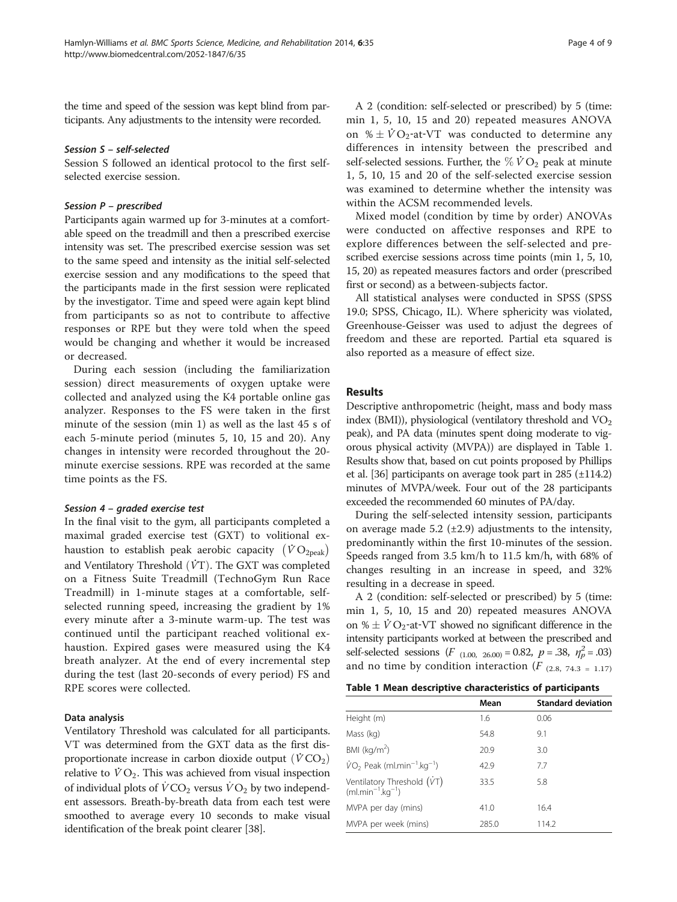the time and speed of the session was kept blind from participants. Any adjustments to the intensity were recorded.

#### Session S – self-selected

Session S followed an identical protocol to the first self-selected exercise session.

#### Session P – prescribed

Participants again warmed up for 3-minutes at a comfortable speed on the treadmill and then a prescribed exercise intensity was set. The prescribed exercise session was set to the same speed and intensity as the initial self-selected exercise session and any modifications to the speed that the participants made in the first session were replicated by the investigator. Time and speed were again kept blind from participants so as not to contribute to affective responses or RPE but they were told when the speed would be changing and whether it would be increased or decreased.

During each session (including the familiarization session) direct measurements of oxygen uptake were collected and analyzed using the K4 portable online gas analyzer. Responses to the FS were taken in the first minute of the session (min 1) as well as the last 45 s of each 5-minute period (minutes 5, 10, 15 and 20). Any changes in intensity were recorded throughout the 20-minute exercise sessions. RPE was recorded at the same time points as the FS.

#### Session 4 – graded exercise test

In the final visit to the gym, all participants completed a maximal graded exercise test (GXT) to volitional exhaustion to establish peak aerobic capacity $(\dot{V}O_{2peak})$ and Ventilatory Threshold $(\dot{V}T)$. The GXT was completed on a Fitness Suite Treadmill (TechnoGym Run Race Treadmill) in 1-minute stages at a comfortable, self-selected running speed, increasing the gradient by 1% every minute after a 3-minute warm-up. The test was continued until the participant reached volitional exhaustion. Expired gases were measured using the K4 breath analyzer. At the end of every incremental step during the test (last 20-seconds of every period) FS and RPE scores were collected.

### Data analysis

Ventilatory Threshold was calculated for all participants. VT was determined from the GXT data as the first disproportionate increase in carbon dioxide output $(\dot{V}CO_2)$ relative to $\dot{V}O_2$. This was achieved from visual inspection of individual plots of $\dot{V}CO_2$ versus $\dot{V}O_2$ by two independent assessors. Breath-by-breath data from each test were smoothed to average every 10 seconds to make visual identification of the break point clearer [38].

A 2 (condition: self-selected or prescribed) by 5 (time: min 1, 5, 10, 15 and 20) repeated measures ANOVA on $\% \pm \dot{V}O_2$-at-VT was conducted to determine any differences in intensity between the prescribed and self-selected sessions. Further, the $\% \dot{V}O_2$ peak at minute 1, 5, 10, 15 and 20 of the self-selected exercise session was examined to determine whether the intensity was within the ACSM recommended levels.

Mixed model (condition by time by order) ANOVAs were conducted on affective responses and RPE to explore differences between the self-selected and prescribed exercise sessions across time points (min 1, 5, 10, 15, 20) as repeated measures factors and order (prescribed first or second) as a between-subjects factor.

All statistical analyses were conducted in SPSS (SPSS 19.0; SPSS, Chicago, IL). Where sphericity was violated, Greenhouse-Geisser was used to adjust the degrees of freedom and these are reported. Partial eta squared is also reported as a measure of effect size.

## Results

Descriptive anthropometric (height, mass and body mass index (BMI)), physiological (ventilatory threshold and $VO_2$ peak), and PA data (minutes spent doing moderate to vigorous physical activity (MVPA)) are displayed in Table 1. Results show that, based on cut points proposed by Phillips et al. [36] participants on average took part in 285 (±114.2) minutes of MVPA/week. Four out of the 28 participants exceeded the recommended 60 minutes of PA/day.

During the self-selected intensity session, participants on average made 5.2 (±2.9) adjustments to the intensity, predominantly within the first 10-minutes of the session. Speeds ranged from 3.5 km/h to 11.5 km/h, with 68% of changes resulting in an increase in speed, and 32% resulting in a decrease in speed.

A 2 (condition: self-selected or prescribed) by 5 (time: min 1, 5, 10, 15 and 20) repeated measures ANOVA on $\% \pm \dot{V}O_2$-at-VT showed no significant difference in the intensity participants worked at between the prescribed and self-selected sessions ($F_{(1.00,\ 26.00)} = 0.82$, $p = .38$, $\eta_p^2 = .03$) and no time by condition interaction ($F_{(2.8,\ 74.3} = 1.17)$

**Table 1 Mean descriptive characteristics of participants**

| | Mean | Standard deviation |
|---|---|---|
| Height (m) | 1.6 | 0.06 |
| Mass (kg) | 54.8 | 9.1 |
| BMI (kg/m$^2$) | 20.9 | 3.0 |
| $\dot{V}O_2$ Peak (ml.min$^{-1}$.kg$^{-1}$) | 42.9 | 7.7 |
| Ventilatory Threshold $(\dot{V}T)$ (ml.min$^{-1}$.kg$^{-1}$) | 33.5 | 5.8 |
| MVPA per day (mins) | 41.0 | 16.4 |
| MVPA per week (mins) | 285.0 | 114.2 |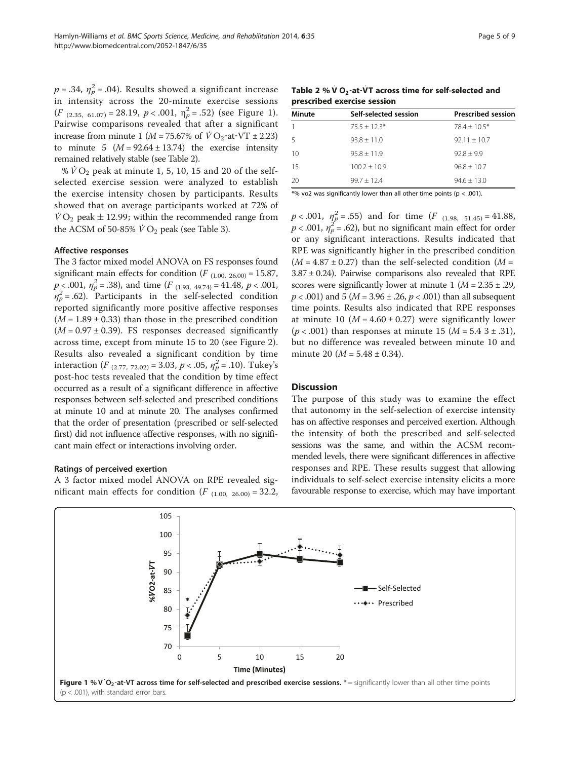$p = .34$, $\eta_p^2 = .04$). Results showed a significant increase in intensity across the 20-minute exercise sessions ($F_{(2.35,\ 61.07)} = 28.19$, $p < .001$, $\eta_p^2 = .52$) (see Figure 1). Pairwise comparisons revealed that after a significant increase from minute 1 ($M = 75.67\%$ of $\dot{V}O_2$-at-VT $\pm$ 2.23) to minute 5 ($M = 92.64 \pm 13.74$) the exercise intensity remained relatively stable (see Table 2).

% $\dot{V}O_2$ peak at minute 1, 5, 10, 15 and 20 of the self-selected exercise session were analyzed to establish the exercise intensity chosen by participants. Results showed that on average participants worked at 72% of $\dot{V}O_2$ peak $\pm$ 12.99; within the recommended range from the ACSM of 50-85% $\dot{V}O_2$ peak (see Table 3).

### Affective responses

The 3 factor mixed model ANOVA on FS responses found significant main effects for condition ($F_{(1.00,\ 26.00)} = 15.87$, $p < .001$, $\eta_p^2 = .38$), and time ($F_{(1.93,\ 49.74)} = 41.48$, $p < .001$, $\eta_p^2 = .62$). Participants in the self-selected condition reported significantly more positive affective responses ($M = 1.89 \pm 0.33$) than those in the prescribed condition ($M = 0.97 \pm 0.39$). FS responses decreased significantly across time, except from minute 15 to 20 (see Figure 2). Results also revealed a significant condition by time interaction ($F_{(2.77,\ 72.02)} = 3.03$, $p < .05$, $\eta_p^2 = .10$). Tukey's post-hoc tests revealed that the condition by time effect occurred as a result of a significant difference in affective responses between self-selected and prescribed conditions at minute 10 and at minute 20. The analyses confirmed that the order of presentation (prescribed or self-selected first) did not influence affective responses, with no significant main effect or interactions involving order.

### Ratings of perceived exertion

A 3 factor mixed model ANOVA on RPE revealed significant main effects for condition ($F_{(1.00,\ 26.00)} = 32.2$, $p < .001$, $\eta_p^2 = .55$) and for time ($F_{(1.98,\ 51.45)} = 41.88$, $p < .001$, $\eta_p^2 = .62$), but no significant main effect for order or any significant interactions. Results indicated that RPE was significantly higher in the prescribed condition ($M = 4.87 \pm 0.27$) than the self-selected condition ($M = 3.87 \pm 0.24$). Pairwise comparisons also revealed that RPE scores were significantly lower at minute 1 ($M = 2.35 \pm .29$, $p < .001$) and 5 ($M = 3.96 \pm .26$, $p < .001$) than all subsequent time points. Results also indicated that RPE responses at minute 10 ($M = 4.60 \pm 0.27$) were significantly lower ($p < .001$) than responses at minute 15 ($M = 5.4\ 3 \pm .31$), but no difference was revealed between minute 10 and minute 20 ($M = 5.48 \pm 0.34$).

**Table 2 % $\dot{V}O_2$-at-$\dot{V}$T across time for self-selected and prescribed exercise session**

| Minute | Self-selected session | Prescribed session |
|---|---|---|
| 1 | 75.5 ± 12.3* | 78.4 ± 10.5* |
| 5 | 93.8 ± 11.0 | 92.11 ± 10.7 |
| 10 | 95.8 ± 11.9 | 92.8 ± 9.9 |
| 15 | 100.2 ± 10.9 | 96.8 ± 10.7 |
| 20 | 99.7 ± 12.4 | 94.6 ± 13.0 |

*% vo2 was significantly lower than all other time points (p < .001).

## Discussion

The purpose of this study was to examine the effect that autonomy in the self-selection of exercise intensity has on affective responses and perceived exertion. Although the intensity of both the prescribed and self-selected sessions was the same, and within the ACSM recommended levels, there were significant differences in affective responses and RPE. These results suggest that allowing individuals to self-select exercise intensity elicits a more favourable response to exercise, which may have important

**Figure 1** % $\dot{V}O_2$-at-VT across time for self-selected and prescribed exercise sessions. * = significantly lower than all other time points (p < .001), with standard error bars.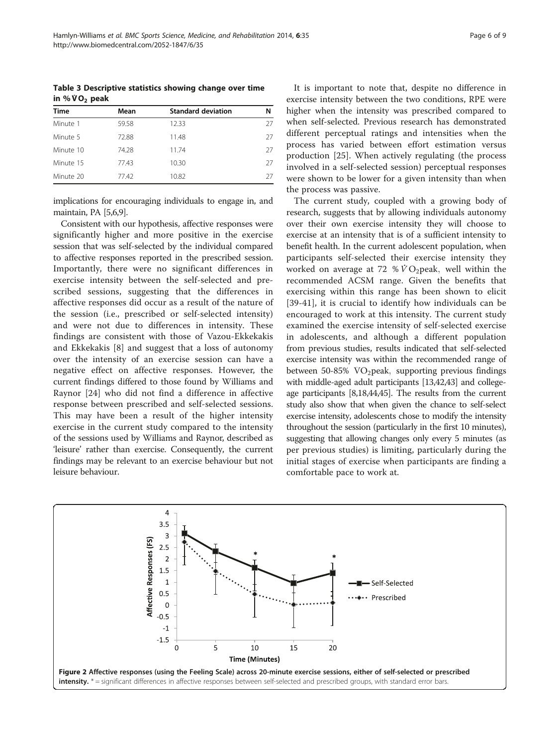**Table 3 Descriptive statistics showing change over time in % $\dot{V}O_2$ peak**

| Time | Mean | Standard deviation | N |
|---|---|---|---|
| Minute 1 | 59.58 | 12.33 | 27 |
| Minute 5 | 72.88 | 11.48 | 27 |
| Minute 10 | 74.28 | 11.74 | 27 |
| Minute 15 | 77.43 | 10.30 | 27 |
| Minute 20 | 77.42 | 10.82 | 27 |

implications for encouraging individuals to engage in, and maintain, PA [5,6,9].

Consistent with our hypothesis, affective responses were significantly higher and more positive in the exercise session that was self-selected by the individual compared to affective responses reported in the prescribed session. Importantly, there were no significant differences in exercise intensity between the self-selected and prescribed sessions, suggesting that the differences in affective responses did occur as a result of the nature of the session (i.e., prescribed or self-selected intensity) and were not due to differences in intensity. These findings are consistent with those of Vazou-Ekkekakis and Ekkekakis [8] and suggest that a loss of autonomy over the intensity of an exercise session can have a negative effect on affective responses. However, the current findings differed to those found by Williams and Raynor [24] who did not find a difference in affective response between prescribed and self-selected sessions. This may have been a result of the higher intensity exercise in the current study compared to the intensity of the sessions used by Williams and Raynor, described as 'leisure' rather than exercise. Consequently, the current findings may be relevant to an exercise behaviour but not leisure behaviour.

It is important to note that, despite no difference in exercise intensity between the two conditions, RPE were higher when the intensity was prescribed compared to when self-selected. Previous research has demonstrated different perceptual ratings and intensities when the process has varied between effort estimation versus production [25]. When actively regulating (the process involved in a self-selected session) perceptual responses were shown to be lower for a given intensity than when the process was passive.

The current study, coupled with a growing body of research, suggests that by allowing individuals autonomy over their own exercise intensity they will choose to exercise at an intensity that is of a sufficient intensity to benefit health. In the current adolescent population, when participants self-selected their exercise intensity they worked on average at 72 % $\dot{V}O_2$peak, well within the recommended ACSM range. Given the benefits that exercising within this range has been shown to elicit [39-41], it is crucial to identify how individuals can be encouraged to work at this intensity. The current study examined the exercise intensity of self-selected exercise in adolescents, and although a different population from previous studies, results indicated that self-selected exercise intensity was within the recommended range of between 50-85% $VO_2$peak, supporting previous findings with middle-aged adult participants [13,42,43] and college-age participants [8,18,44,45]. The results from the current study also show that when given the chance to self-select exercise intensity, adolescents chose to modify the intensity throughout the session (particularly in the first 10 minutes), suggesting that allowing changes only every 5 minutes (as per previous studies) is limiting, particularly during the initial stages of exercise when participants are finding a comfortable pace to work at.

**Figure 2 Affective responses (using the Feeling Scale) across 20-minute exercise sessions, either of self-selected or prescribed intensity.** * = significant differences in affective responses between self-selected and prescribed groups, with standard error bars.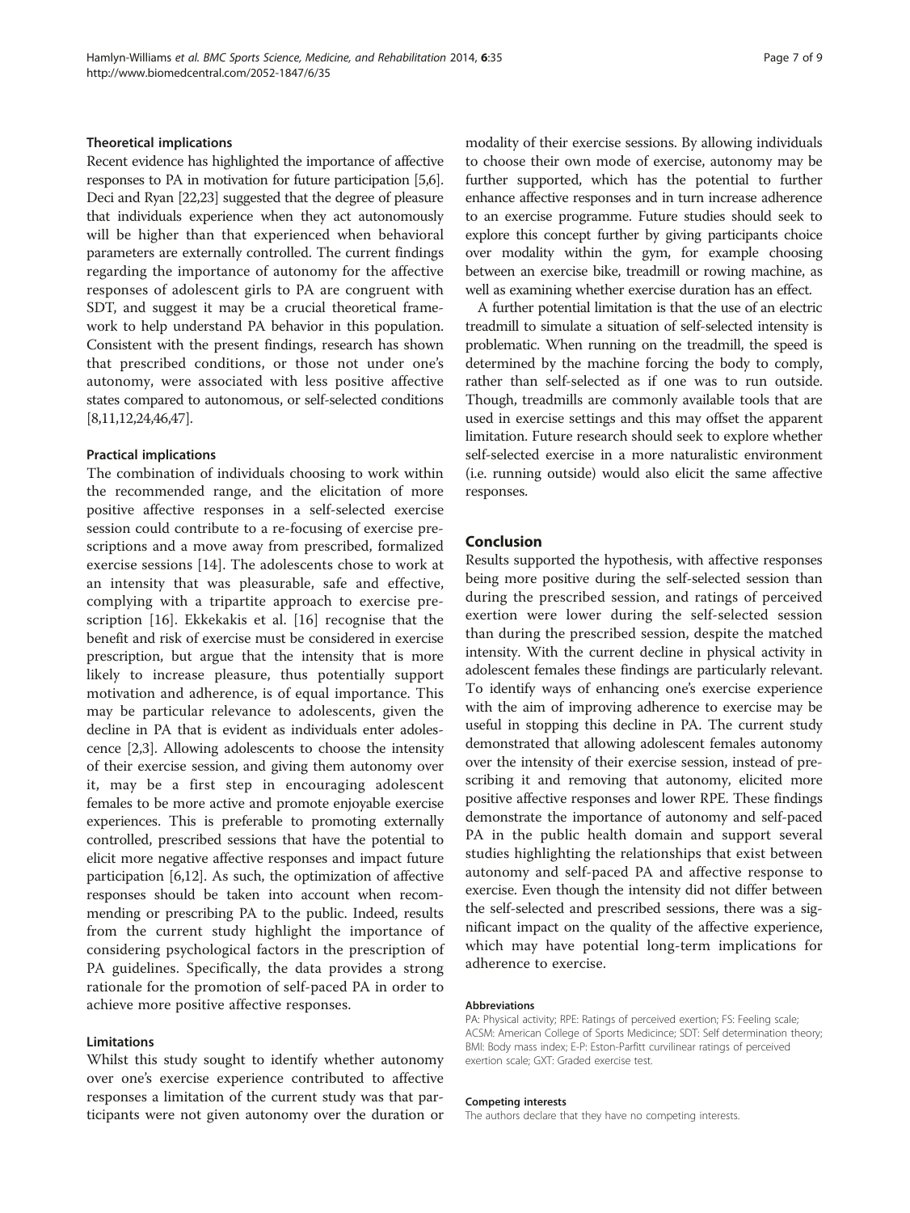### Theoretical implications

Recent evidence has highlighted the importance of affective responses to PA in motivation for future participation [5,6]. Deci and Ryan [22,23] suggested that the degree of pleasure that individuals experience when they act autonomously will be higher than that experienced when behavioral parameters are externally controlled. The current findings regarding the importance of autonomy for the affective responses of adolescent girls to PA are congruent with SDT, and suggest it may be a crucial theoretical framework to help understand PA behavior in this population. Consistent with the present findings, research has shown that prescribed conditions, or those not under one's autonomy, were associated with less positive affective states compared to autonomous, or self-selected conditions [8,11,12,24,46,47].

### Practical implications

The combination of individuals choosing to work within the recommended range, and the elicitation of more positive affective responses in a self-selected exercise session could contribute to a re-focusing of exercise prescriptions and a move away from prescribed, formalized exercise sessions [14]. The adolescents chose to work at an intensity that was pleasurable, safe and effective, complying with a tripartite approach to exercise prescription [16]. Ekkekakis et al. [16] recognise that the benefit and risk of exercise must be considered in exercise prescription, but argue that the intensity that is more likely to increase pleasure, thus potentially support motivation and adherence, is of equal importance. This may be particular relevance to adolescents, given the decline in PA that is evident as individuals enter adolescence [2,3]. Allowing adolescents to choose the intensity of their exercise session, and giving them autonomy over it, may be a first step in encouraging adolescent females to be more active and promote enjoyable exercise experiences. This is preferable to promoting externally controlled, prescribed sessions that have the potential to elicit more negative affective responses and impact future participation [6,12]. As such, the optimization of affective responses should be taken into account when recommending or prescribing PA to the public. Indeed, results from the current study highlight the importance of considering psychological factors in the prescription of PA guidelines. Specifically, the data provides a strong rationale for the promotion of self-paced PA in order to achieve more positive affective responses.

### Limitations

Whilst this study sought to identify whether autonomy over one's exercise experience contributed to affective responses a limitation of the current study was that participants were not given autonomy over the duration or modality of their exercise sessions. By allowing individuals to choose their own mode of exercise, autonomy may be further supported, which has the potential to further enhance affective responses and in turn increase adherence to an exercise programme. Future studies should seek to explore this concept further by giving participants choice over modality within the gym, for example choosing between an exercise bike, treadmill or rowing machine, as well as examining whether exercise duration has an effect.

A further potential limitation is that the use of an electric treadmill to simulate a situation of self-selected intensity is problematic. When running on the treadmill, the speed is determined by the machine forcing the body to comply, rather than self-selected as if one was to run outside. Though, treadmills are commonly available tools that are used in exercise settings and this may offset the apparent limitation. Future research should seek to explore whether self-selected exercise in a more naturalistic environment (i.e. running outside) would also elicit the same affective responses.

## Conclusion

Results supported the hypothesis, with affective responses being more positive during the self-selected session than during the prescribed session, and ratings of perceived exertion were lower during the self-selected session than during the prescribed session, despite the matched intensity. With the current decline in physical activity in adolescent females these findings are particularly relevant. To identify ways of enhancing one's exercise experience with the aim of improving adherence to exercise may be useful in stopping this decline in PA. The current study demonstrated that allowing adolescent females autonomy over the intensity of their exercise session, instead of prescribing it and removing that autonomy, elicited more positive affective responses and lower RPE. These findings demonstrate the importance of autonomy and self-paced PA in the public health domain and support several studies highlighting the relationships that exist between autonomy and self-paced PA and affective response to exercise. Even though the intensity did not differ between the self-selected and prescribed sessions, there was a significant impact on the quality of the affective experience, which may have potential long-term implications for adherence to exercise.

#### Abbreviations

PA: Physical activity; RPE: Ratings of perceived exertion; FS: Feeling scale; ACSM: American College of Sports Medicine; SDT: Self determination theory; BMI: Body mass index; E-P: Eston-Parfitt curvilinear ratings of perceived exertion scale; GXT: Graded exercise test.

#### Competing interests

The authors declare that they have no competing interests.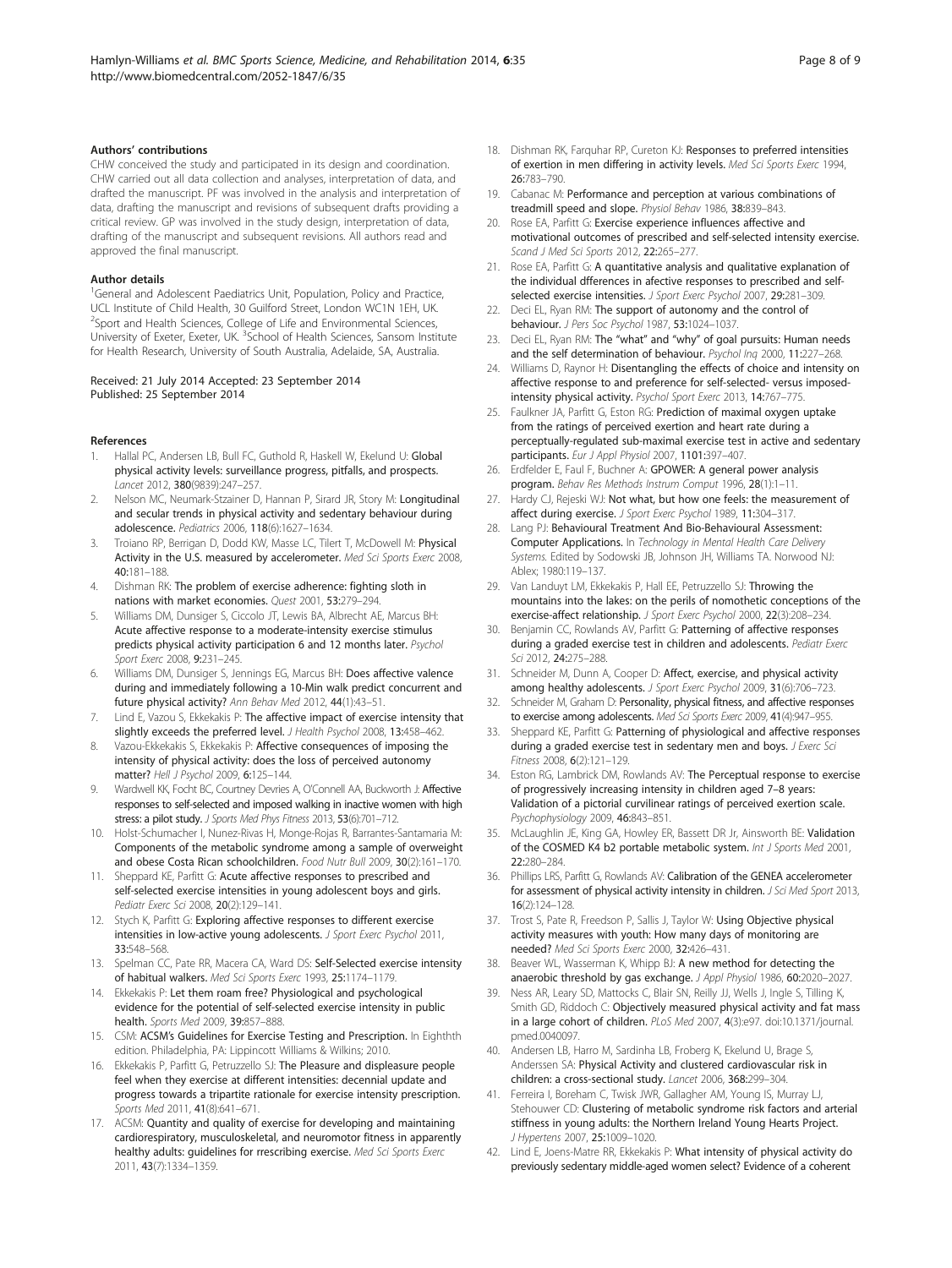#### Authors' contributions

CHW conceived the study and participated in its design and coordination. CHW carried out all data collection and analyses, interpretation of data, and drafted the manuscript. PF was involved in the analysis and interpretation of data, drafting the manuscript and revisions of subsequent drafts providing a critical review. GP was involved in the study design, interpretation of data, drafting of the manuscript and subsequent revisions. All authors read and approved the final manuscript.

#### Author details

[1]General and Adolescent Paediatrics Unit, Population, Policy and Practice, UCL Institute of Child Health, 30 Guilford Street, London WC1N 1EH, UK. [2]Sport and Health Sciences, College of Life and Environmental Sciences, University of Exeter, Exeter, UK. [3]School of Health Sciences, Sansom Institute for Health Research, University of South Australia, Adelaide, SA, Australia.

Received: 21 July 2014 Accepted: 23 September 2014
Published: 25 September 2014

#### References

1. Hallal PC, Andersen LB, Bull FC, Guthold R, Haskell W, Ekelund U: **Global physical activity levels: surveillance progress, pitfalls, and prospects.** *Lancet* 2012, **380**(9839):247–257.
2. Nelson MC, Neumark-Stzainer D, Hannan P, Sirard JR, Story M: **Longitudinal and secular trends in physical activity and sedentary behaviour during adolescence.** *Pediatrics* 2006, **118**(6):1627–1634.
3. Troiano RP, Berrigan D, Dodd KW, Masse LC, Tilert T, McDowell M: **Physical Activity in the U.S. measured by accelerometer.** *Med Sci Sports Exerc* 2008, **40**:181–188.
4. Dishman RK: **The problem of exercise adherence: fighting sloth in nations with market economies.** *Quest* 2001, **53**:279–294.
5. Williams DM, Dunsiger S, Ciccolo JT, Lewis BA, Albrecht AE, Marcus BH: **Acute affective response to a moderate-intensity exercise stimulus predicts physical activity participation 6 and 12 months later.** *Psychol Sport Exerc* 2008, **9**:231–245.
6. Williams DM, Dunsiger S, Jennings EG, Marcus BH: **Does affective valence during and immediately following a 10-Min walk predict concurrent and future physical activity?** *Ann Behav Med* 2012, **44**(1):43–51.
7. Lind E, Vazou S, Ekkekakis P: **The affective impact of exercise intensity that slightly exceeds the preferred level.** *J Health Psychol* 2008, **13**:458–462.
8. Vazou-Ekkekakis S, Ekkekakis P: **Affective consequences of imposing the intensity of physical activity: does the loss of perceived autonomy matter?** *Hell J Psychol* 2009, **6**:125–144.
9. Wardwell KK, Focht BC, Courtney Devries A, O'Connell AA, Buckworth J: **Affective responses to self-selected and imposed walking in inactive women with high stress: a pilot study.** *J Sports Med Phys Fitness* 2013, **53**(6):701–712.
10. Holst-Schumacher I, Nunez-Rivas H, Monge-Rojas R, Barrantes-Santamaria M: **Components of the metabolic syndrome among a sample of overweight and obese Costa Rican schoolchildren.** *Food Nutr Bull* 2009, **30**(2):161–170.
11. Sheppard KE, Parfitt G: **Acute affective responses to prescribed and self-selected exercise intensities in young adolescent boys and girls.** *Pediatr Exerc Sci* 2008, **20**(2):129–141.
12. Stych K, Parfitt G: **Exploring affective responses to different exercise intensities in low-active young adolescents.** *J Sport Exerc Psychol* 2011, **33**:548–568.
13. Spelman CC, Pate RR, Macera CA, Ward DS: **Self-Selected exercise intensity of habitual walkers.** *Med Sci Sports Exerc* 1993, **25**:1174–1179.
14. Ekkekakis P: **Let them roam free? Physiological and psychological evidence for the potential of self-selected exercise intensity in public health.** *Sports Med* 2009, **39**:857–888.
15. CSM: **ACSM's Guidelines for Exercise Testing and Prescription.** In Eighthth edition. Philadelphia, PA: Lippincott Williams & Wilkins; 2010.
16. Ekkekakis P, Parfitt G, Petruzzello SJ: **The Pleasure and displeasure people feel when they exercise at different intensities: decennial update and progress towards a tripartite rationale for exercise intensity prescription.** *Sports Med* 2011, **41**(8):641–671.
17. ACSM: **Quantity and quality of exercise for developing and maintaining cardiorespiratory, musculoskeletal, and neuromotor fitness in apparently healthy adults: guidelines for rrescribing exercise.** *Med Sci Sports Exerc* 2011, **43**(7):1334–1359.
18. Dishman RK, Farquhar RP, Cureton KJ: **Responses to preferred intensities of exertion in men differing in activity levels.** *Med Sci Sports Exerc* 1994, **26**:783–790.
19. Cabanac M: **Performance and perception at various combinations of treadmill speed and slope.** *Physiol Behav* 1986, **38**:839–843.
20. Rose EA, Parfitt G: **Exercise experience influences affective and motivational outcomes of prescribed and self-selected intensity exercise.** *Scand J Med Sci Sports* 2012, **22**:265–277.
21. Rose EA, Parfitt G: **A quantitative analysis and qualitative explanation of the individual dfferences in afective responses to prescribed and self-selected exercise intensities.** *J Sport Exerc Psychol* 2007, **29**:281–309.
22. Deci EL, Ryan RM: **The support of autonomy and the control of behaviour.** *J Pers Soc Psychol* 1987, **53**:1024–1037.
23. Deci EL, Ryan RM: **The "what" and "why" of goal pursuits: Human needs and the self determination of behaviour.** *Psychol Inq* 2000, **11**:227–268.
24. Williams D, Raynor H: **Disentangling the effects of choice and intensity on affective response to and preference for self-selected- versus imposed-intensity physical activity.** *Psychol Sport Exerc* 2013, **14**:767–775.
25. Faulkner JA, Parfitt G, Eston RG: **Prediction of maximal oxygen uptake from the ratings of perceived exertion and heart rate during a perceptually-regulated sub-maximal exercise test in active and sedentary participants.** *Eur J Appl Physiol* 2007, **1101**:397–407.
26. Erdfelder E, Faul F, Buchner A: **GPOWER: A general power analysis program.** *Behav Res Methods Instrum Comput* 1996, **28**(1):1–11.
27. Hardy CJ, Rejeski WJ: **Not what, but how one feels: the measurement of affect during exercise.** *J Sport Exerc Psychol* 1989, **11**:304–317.
28. Lang PJ: **Behavioural Treatment And Bio-Behavioural Assessment: Computer Applications.** In *Technology in Mental Health Care Delivery Systems.* Edited by Sodowski JB, Johnson JH, Williams TA. Norwood NJ: Ablex; 1980:119–137.
29. Van Landuyt LM, Ekkekakis P, Hall EE, Petruzzello SJ: **Throwing the mountains into the lakes: on the perils of nomothetic conceptions of the exercise-affect relationship.** *J Sport Exerc Psychol* 2000, **22**(3):208–234.
30. Benjamin CC, Rowlands AV, Parfitt G: **Patterning of affective responses during a graded exercise test in children and adolescents.** *Pediatr Exerc Sci* 2012, **24**:275–288.
31. Schneider M, Dunn A, Cooper D: **Affect, exercise, and physical activity among healthy adolescents.** *J Sport Exerc Psychol* 2009, **31**(6):706–723.
32. Schneider M, Graham D: **Personality, physical fitness, and affective responses to exercise among adolescents.** *Med Sci Sports Exerc* 2009, **41**(4):947–955.
33. Sheppard KE, Parfitt G: **Patterning of physiological and affective responses during a graded exercise test in sedentary men and boys.** *J Exerc Sci Fitness* 2008, **6**(2):121–129.
34. Eston RG, Lambrick DM, Rowlands AV: **The Perceptual response to exercise of progressively increasing intensity in children aged 7–8 years: Validation of a pictorial curvilinear ratings of perceived exertion scale.** *Psychophysiology* 2009, **46**:843–851.
35. McLaughlin JE, King GA, Howley ER, Bassett DR Jr, Ainsworth BE: **Validation of the COSMED K4 b2 portable metabolic system.** *Int J Sports Med* 2001, **22**:280–284.
36. Phillips LRS, Parfitt G, Rowlands AV: **Calibration of the GENEA accelerometer for assessment of physical activity intensity in children.** *J Sci Med Sport* 2013, **16**(2):124–128.
37. Trost S, Pate R, Freedson P, Sallis J, Taylor W: **Using Objective physical activity measures with youth: How many days of monitoring are needed?** *Med Sci Sports Exerc* 2000, **32**:426–431.
38. Beaver WL, Wasserman K, Whipp BJ: **A new method for detecting the anaerobic threshold by gas exchange.** *J Appl Physiol* 1986, **60**:2020–2027.
39. Ness AR, Leary SD, Mattocks C, Blair SN, Reilly JJ, Wells J, Ingle S, Tilling K, Smith GD, Riddoch C: **Objectively measured physical activity and fat mass in a large cohort of children.** *PLoS Med* 2007, **4**(3):e97. doi:10.1371/journal.pmed.0040097.
40. Andersen LB, Harro M, Sardinha LB, Froberg K, Ekelund U, Brage S, Anderssen SA: **Physical Activity and clustered cardiovascular risk in children: a cross-sectional study.** *Lancet* 2006, **368**:299–304.
41. Ferreira I, Boreham C, Twisk JWR, Gallagher AM, Young IS, Murray LJ, Stehouwer CD: **Clustering of metabolic syndrome risk factors and arterial stiffness in young adults: the Northern Ireland Young Hearts Project.** *J Hypertens* 2007, **25**:1009–1020.
42. Lind E, Joens-Matre RR, Ekkekakis P: **What intensity of physical activity do previously sedentary middle-aged women select? Evidence of a coherent**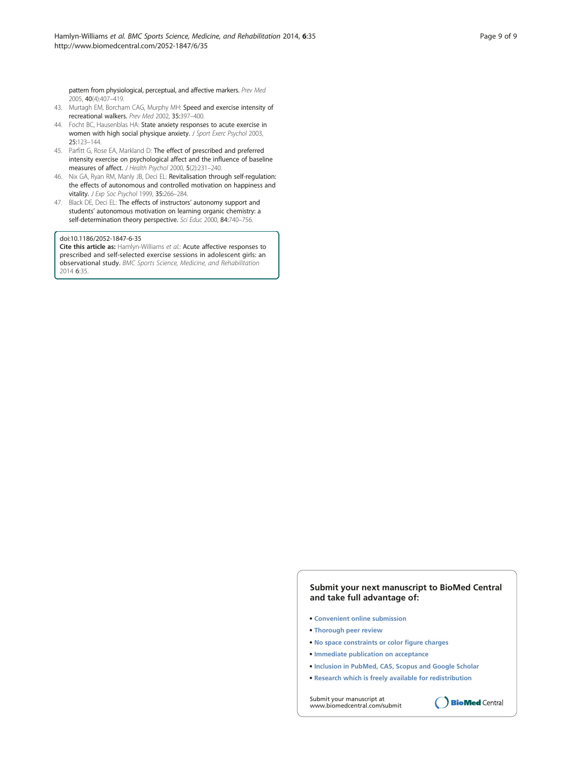pattern from physiological, perceptual, and affective markers. *Prev Med* 2005, **40**(4):407–419.

43. Murtagh EM, Borcham CAG, Murphy MH: **Speed and exercise intensity of recreational walkers.** *Prev Med* 2002, **35**:397–400.
44. Focht BC, Hausenblas HA: **State anxiety responses to acute exercise in women with high social physique anxiety.** *J Sport Exerc Psychol* 2003, **25**:123–144.
45. Parfitt G, Rose EA, Markland D: **The effect of prescribed and preferred intensity exercise on psychological affect and the influence of baseline measures of affect.** *J Health Psychol* 2000, **5**(2):231–240.
46. Nix GA, Ryan RM, Manly JB, Deci EL: **Revitalisation through self-regulation: the effects of autonomous and controlled motivation on happiness and vitality.** *J Exp Soc Psychol* 1999, **35**:266–284.
47. Black DE, Deci EL: **The effects of instructors' autonomy support and students' autonomous motivation on learning organic chemistry: a self-determination theory perspective.** *Sci Educ* 2000, **84**:740–756.

doi:10.1186/2052-1847-6-35

**Cite this article as:** Hamlyn-Williams *et al.*: **Acute affective responses to prescribed and self-selected exercise sessions in adolescent girls: an observational study.** *BMC Sports Science, Medicine, and Rehabilitation* 2014 **6**:35.

**Submit your next manuscript to BioMed Central and take full advantage of:**

- **Convenient online submission**
- **Thorough peer review**
- **No space constraints or color figure charges**
- **Immediate publication on acceptance**
- **Inclusion in PubMed, CAS, Scopus and Google Scholar**
- **Research which is freely available for redistribution**

Submit your manuscript at
www.biomedcentral.com/submit